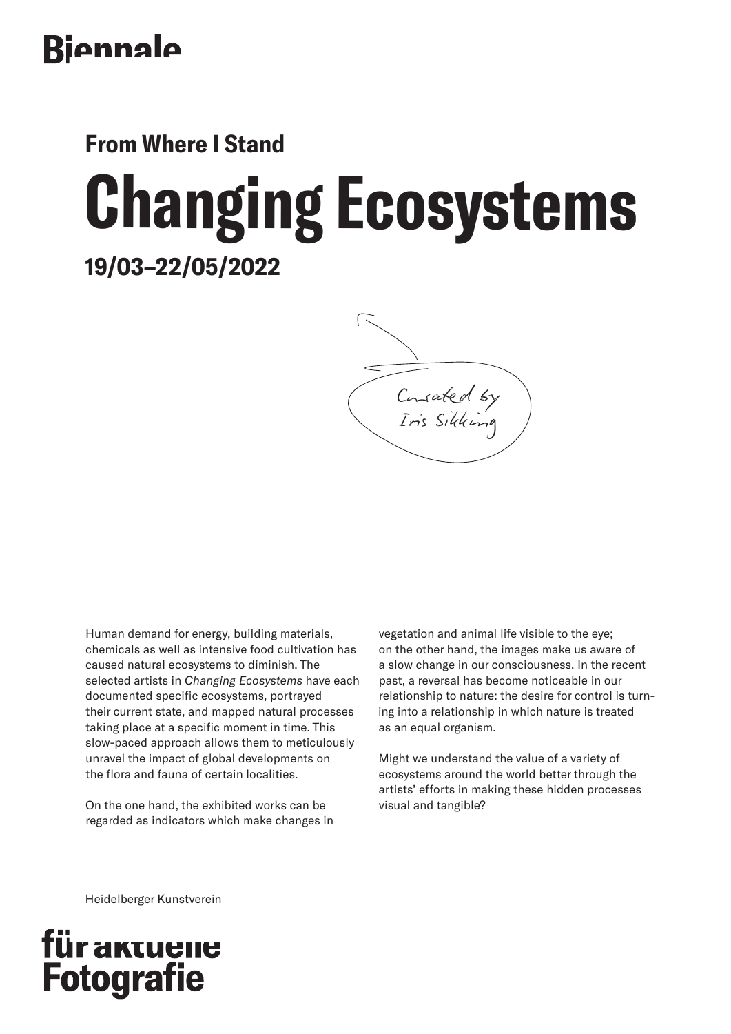Biennale

## From Where I Stand

# Changing Ecosystems

## 19/03–22/05/2022

Curated by Iris Sikking

Human demand for energy, building materials, chemicals as well as intensive food cultivation has caused natural ecosystems to diminish. The selected artists in *Changing Ecosystems* have each documented specific ecosystems, portrayed their current state, and mapped natural processes taking place at a specific moment in time. This slow-paced approach allows them to meticulously unravel the impact of global developments on the flora and fauna of certain localities.

On the one hand, the exhibited works can be regarded as indicators which make changes in vegetation and animal life visible to the eye; on the other hand, the images make us aware of a slow change in our consciousness. In the recent past, a reversal has become noticeable in our relationship to nature: the desire for control is turning into a relationship in which nature is treated as an equal organism.

Might we understand the value of a variety of ecosystems around the world better through the artists' efforts in making these hidden processes visual and tangible?

Heidelberger Kunstverein

für aktuelle Fotografie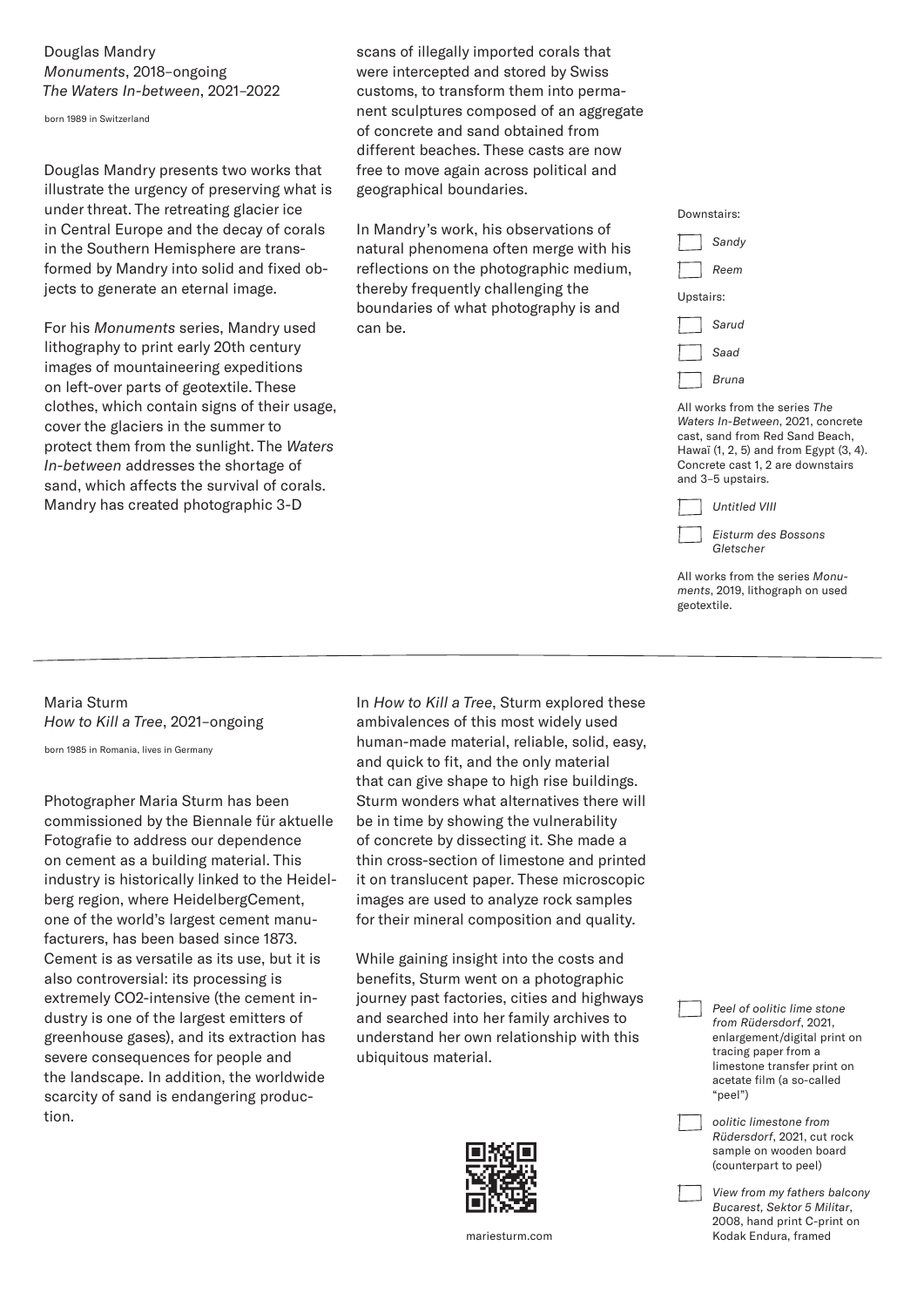## Douglas Mandry

*Monuments*, 2018–ongoing
*The Waters In-between*, 2021–2022

born 1989 in Switzerland

Douglas Mandry presents two works that illustrate the urgency of preserving what is under threat. The retreating glacier ice in Central Europe and the decay of corals in the Southern Hemisphere are transformed by Mandry into solid and fixed objects to generate an eternal image.

For his *Monuments* series, Mandry used lithography to print early 20th century images of mountaineering expeditions on left-over parts of geotextile. These clothes, which contain signs of their usage, cover the glaciers in the summer to protect them from the sunlight. The *Waters In-between* addresses the shortage of sand, which affects the survival of corals. Mandry has created photographic 3-D scans of illegally imported corals that were intercepted and stored by Swiss customs, to transform them into permanent sculptures composed of an aggregate of concrete and sand obtained from different beaches. These casts are now free to move again across political and geographical boundaries.

In Mandry's work, his observations of natural phenomena often merge with his reflections on the photographic medium, thereby frequently challenging the boundaries of what photography is and can be.

Downstairs:

- [ ] *Sandy*
- [ ] *Reem*

Upstairs:

- [ ] *Sarud*
- [ ] *Saad*
- [ ] *Bruna*

All works from the series *The Waters In-Between*, 2021, concrete cast, sand from Red Sand Beach, Hawaï (1, 2, 5) and from Egypt (3, 4). Concrete cast 1, 2 are downstairs and 3–5 upstairs.

- [ ] *Untitled VIII*
- [ ] *Eisturm des Bossons Gletscher*

All works from the series *Monuments*, 2019, lithograph on used geotextile.

---

## Maria Sturm

*How to Kill a Tree*, 2021–ongoing

born 1985 in Romania, lives in Germany

Photographer Maria Sturm has been commissioned by the Biennale für aktuelle Fotografie to address our dependence on cement as a building material. This industry is historically linked to the Heidelberg region, where HeidelbergCement, one of the world's largest cement manufacturers, has been based since 1873. Cement is as versatile as its use, but it is also controversial: its processing is extremely $CO_2$-intensive (the cement industry is one of the largest emitters of greenhouse gases), and its extraction has severe consequences for people and the landscape. In addition, the worldwide scarcity of sand is endangering production.

In *How to Kill a Tree*, Sturm explored these ambivalences of this most widely used human-made material, reliable, solid, easy, and quick to fit, and the only material that can give shape to high rise buildings. Sturm wonders what alternatives there will be in time by showing the vulnerability of concrete by dissecting it. She made a thin cross-section of limestone and printed it on translucent paper. These microscopic images are used to analyze rock samples for their mineral composition and quality.

While gaining insight into the costs and benefits, Sturm went on a photographic journey past factories, cities and highways and searched into her family archives to understand her own relationship with this ubiquitous material.

mariesturm.com

- [ ] *Peel of oolitic lime stone from Rüdersdorf*, 2021, enlargement/digital print on tracing paper from a limestone transfer print on acetate film (a so-called "peel")
- [ ] *oolitic limestone from Rüdersdorf*, 2021, cut rock sample on wooden board (counterpart to peel)
- [ ] *View from my fathers balcony Bucarest, Sektor 5 Militar*, 2008, hand print C-print on Kodak Endura, framed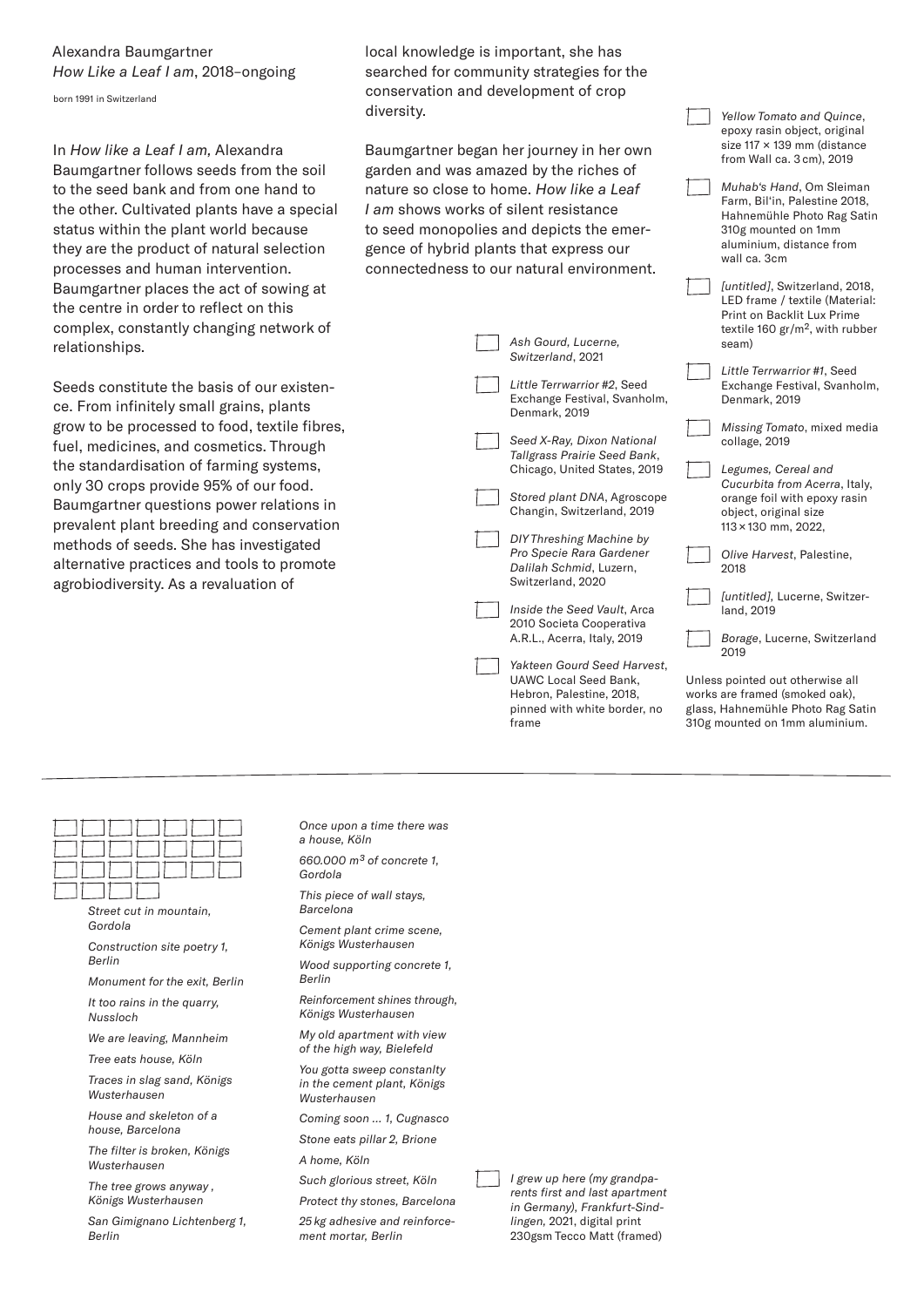Alexandra Baumgartner
*How Like a Leaf I am*, 2018–ongoing

born 1991 in Switzerland

In *How like a Leaf I am,* Alexandra Baumgartner follows seeds from the soil to the seed bank and from one hand to the other. Cultivated plants have a special status within the plant world because they are the product of natural selection processes and human intervention. Baumgartner places the act of sowing at the centre in order to reflect on this complex, constantly changing network of relationships.

Seeds constitute the basis of our existence. From infinitely small grains, plants grow to be processed to food, textile fibres, fuel, medicines, and cosmetics. Through the standardisation of farming systems, only 30 crops provide 95% of our food. Baumgartner questions power relations in prevalent plant breeding and conservation methods of seeds. She has investigated alternative practices and tools to promote agrobiodiversity. As a revaluation of local knowledge is important, she has searched for community strategies for the conservation and development of crop diversity.

Baumgartner began her journey in her own garden and was amazed by the riches of nature so close to home. *How like a Leaf I am* shows works of silent resistance to seed monopolies and depicts the emergence of hybrid plants that express our connectedness to our natural environment.

- *Ash Gourd, Lucerne, Switzerland*, 2021
- *Little Terrwarrior #2*, Seed Exchange Festival, Svanholm, Denmark, 2019
- *Seed X-Ray, Dixon National Tallgrass Prairie Seed Bank*, Chicago, United States, 2019
- *Stored plant DNA*, Agroscope Changin, Switzerland, 2019
- *DIY Threshing Machine by Pro Specie Rara Gardener Dalilah Schmid*, Luzern, Switzerland, 2020
- *Inside the Seed Vault*, Arca 2010 Societa Cooperativa A.R.L., Acerra, Italy, 2019
- *Yakteen Gourd Seed Harvest*, UAWC Local Seed Bank, Hebron, Palestine, 2018, pinned with white border, no frame
- *Yellow Tomato and Quince*, epoxy rasin object, original size 117 × 139 mm (distance from Wall ca. 3 cm), 2019
- *Muhab's Hand*, Om Sleiman Farm, Bil'in, Palestine 2018, Hahnemühle Photo Rag Satin 310g mounted on 1mm aluminium, distance from wall ca. 3cm
- *[untitled]*, Switzerland, 2018, LED frame / textile (Material: Print on Backlit Lux Prime textile 160 gr/m$^2$, with rubber seam)
- *Little Terrwarrior #1*, Seed Exchange Festival, Svanholm, Denmark, 2019
- *Missing Tomato*, mixed media collage, 2019
- *Legumes, Cereal and Cucurbita from Acerra*, Italy, orange foil with epoxy rasin object, original size 113 × 130 mm, 2022,
- *Olive Harvest*, Palestine, 2018
- *[untitled]*, Lucerne, Switzerland, 2019
- *Borage*, Lucerne, Switzerland 2019

Unless pointed out otherwise all works are framed (smoked oak), glass, Hahnemühle Photo Rag Satin 310g mounted on 1mm aluminium.

---

- *Street cut in mountain, Gordola*
- *Construction site poetry 1, Berlin*
- *Monument for the exit, Berlin*
- *It too rains in the quarry, Nussloch*
- *We are leaving, Mannheim*
- *Tree eats house, Köln*
- *Traces in slag sand, Königs Wusterhausen*
- *House and skeleton of a house, Barcelona*
- *The filter is broken, Königs Wusterhausen*
- *The tree grows anyway , Königs Wusterhausen*
- *San Gimignano Lichtenberg 1, Berlin*
- *Once upon a time there was a house, Köln*
- *660.000 m$^3$ of concrete 1, Gordola*
- *This piece of wall stays, Barcelona*
- *Cement plant crime scene, Königs Wusterhausen*
- *Wood supporting concrete 1, Berlin*
- *Reinforcement shines through, Königs Wusterhausen*
- *My old apartment with view of the high way, Bielefeld*
- *You gotta sweep constanlty in the cement plant, Königs Wusterhausen*
- *Coming soon ... 1, Cugnasco*
- *Stone eats pillar 2, Brione*
- *A home, Köln*
- *Such glorious street, Köln*
- *Protect thy stones, Barcelona*
- *25 kg adhesive and reinforcement mortar, Berlin*

- *I grew up here (my grandparents first and last apartment in Germany), Frankfurt-Sindlingen*, 2021, digital print 230gsm Tecco Matt (framed)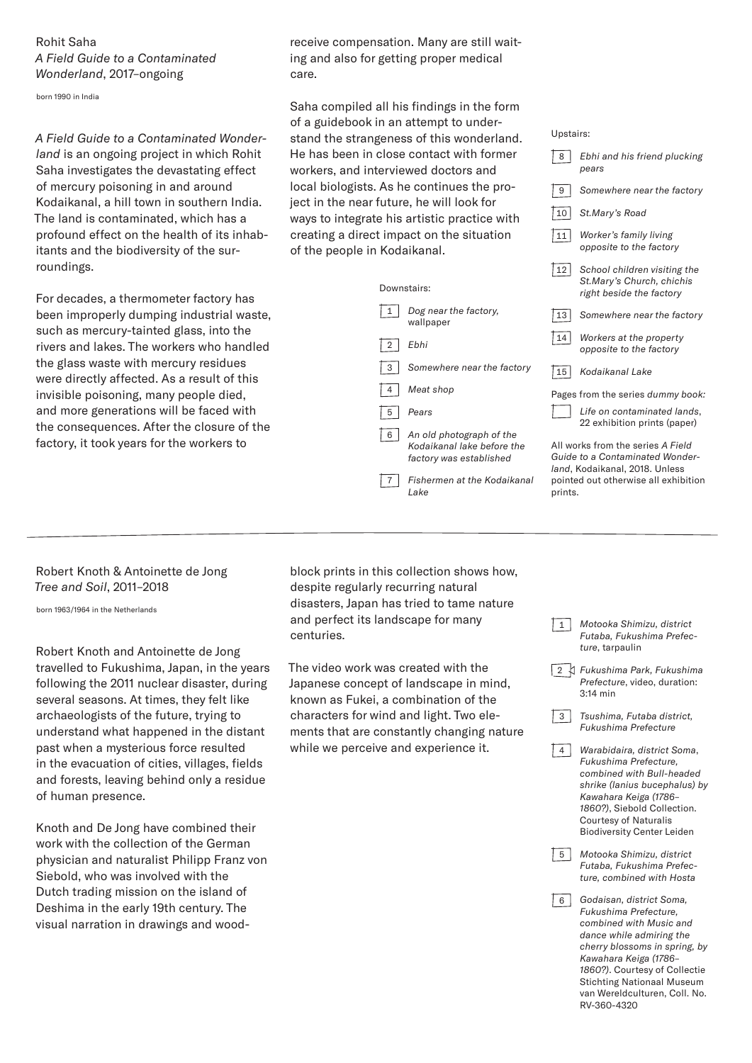## Rohit Saha
*A Field Guide to a Contaminated Wonderland*, 2017–ongoing

born 1990 in India

*A Field Guide to a Contaminated Wonderland* is an ongoing project in which Rohit Saha investigates the devastating effect of mercury poisoning in and around Kodaikanal, a hill town in southern India. The land is contaminated, which has a profound effect on the health of its inhabitants and the biodiversity of the surroundings.

For decades, a thermometer factory has been improperly dumping industrial waste, such as mercury-tainted glass, into the rivers and lakes. The workers who handled the glass waste with mercury residues were directly affected. As a result of this invisible poisoning, many people died, and more generations will be faced with the consequences. After the closure of the factory, it took years for the workers to receive compensation. Many are still waiting and also for getting proper medical care.

Saha compiled all his findings in the form of a guidebook in an attempt to understand the strangeness of this wonderland. He has been in close contact with former workers, and interviewed doctors and local biologists. As he continues the project in the near future, he will look for ways to integrate his artistic practice with creating a direct impact on the situation of the people in Kodaikanal.

Downstairs:

1. *Dog near the factory*, wallpaper
2. *Ebhi*
3. *Somewhere near the factory*
4. *Meat shop*
5. *Pears*
6. *An old photograph of the Kodaikanal lake before the factory was established*
7. *Fishermen at the Kodaikanal Lake*

Upstairs:

8. *Ebhi and his friend plucking pears*
9. *Somewhere near the factory*
10. *St.Mary's Road*
11. *Worker's family living opposite to the factory*
12. *School children visiting the St.Mary's Church, chichis right beside the factory*
13. *Somewhere near the factory*
14. *Workers at the property opposite to the factory*
15. *Kodaikanal Lake*

Pages from the series *dummy book:*

- *Life on contaminated lands*, 22 exhibition prints (paper)

All works from the series *A Field Guide to a Contaminated Wonderland*, Kodaikanal, 2018. Unless pointed out otherwise all exhibition prints.

---

## Robert Knoth & Antoinette de Jong
*Tree and Soil*, 2011–2018

born 1963/1964 in the Netherlands

Robert Knoth and Antoinette de Jong travelled to Fukushima, Japan, in the years following the 2011 nuclear disaster, during several seasons. At times, they felt like archaeologists of the future, trying to understand what happened in the distant past when a mysterious force resulted in the evacuation of cities, villages, fields and forests, leaving behind only a residue of human presence.

Knoth and De Jong have combined their work with the collection of the German physician and naturalist Philipp Franz von Siebold, who was involved with the Dutch trading mission on the island of Deshima in the early 19th century. The visual narration in drawings and woodblock prints in this collection shows how, despite regularly recurring natural disasters, Japan has tried to tame nature and perfect its landscape for many centuries.

The video work was created with the Japanese concept of landscape in mind, known as Fukei, a combination of the characters for wind and light. Two elements that are constantly changing nature while we perceive and experience it.

1. *Motooka Shimizu, district Futaba, Fukushima Prefecture*, tarpaulin
2. *Fukushima Park, Fukushima Prefecture*, video, duration: 3:14 min
3. *Tsushima, Futaba district, Fukushima Prefecture*
4. *Warabidaira, district Soma, Fukushima Prefecture, combined with Bull-headed shrike (lanius bucephalus) by Kawahara Keiga (1786–1860?)*, Siebold Collection. Courtesy of Naturalis Biodiversity Center Leiden
5. *Motooka Shimizu, district Futaba, Fukushima Prefecture, combined with Hosta*
6. *Godaisan, district Soma, Fukushima Prefecture, combined with Music and dance while admiring the cherry blossoms in spring, by Kawahara Keiga (1786–1860?)*. Courtesy of Collectie Stichting Nationaal Museum van Wereldculturen, Coll. No. RV-360-4320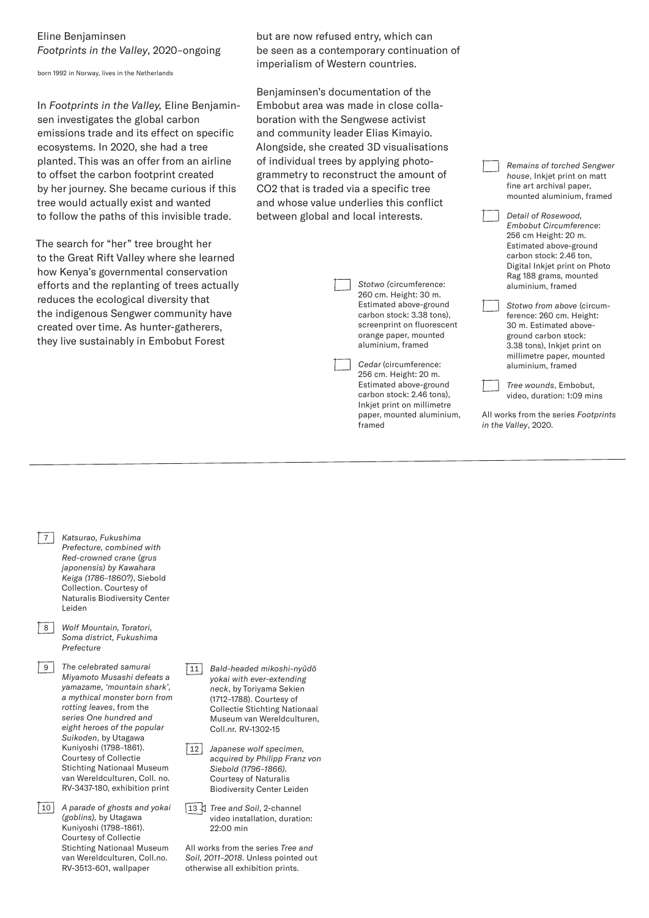Eline Benjaminsen
*Footprints in the Valley*, 2020–ongoing

born 1992 in Norway, lives in the Netherlands

In *Footprints in the Valley,* Eline Benjaminsen investigates the global carbon emissions trade and its effect on specific ecosystems. In 2020, she had a tree planted. This was an offer from an airline to offset the carbon footprint created by her journey. She became curious if this tree would actually exist and wanted to follow the paths of this invisible trade.

The search for "her" tree brought her to the Great Rift Valley where she learned how Kenya's governmental conservation efforts and the replanting of trees actually reduces the ecological diversity that the indigenous Sengwer community have created over time. As hunter-gatherers, they live sustainably in Embobut Forest but are now refused entry, which can be seen as a contemporary continuation of imperialism of Western countries.

Benjaminsen's documentation of the Embobut area was made in close collaboration with the Sengwese activist and community leader Elias Kimayio. Alongside, she created 3D visualisations of individual trees by applying photogrammetry to reconstruct the amount of $CO_2$ that is traded via a specific tree and whose value underlies this conflict between global and local interests.

- *Stotwo* (circumference: 260 cm. Height: 30 m. Estimated above-ground carbon stock: 3.38 tons), screenprint on fluorescent orange paper, mounted aluminium, framed
- *Cedar* (circumference: 256 cm. Height: 20 m. Estimated above-ground carbon stock: 2.46 tons), Inkjet print on millimetre paper, mounted aluminium, framed
- *Remains of torched Sengwer house*, Inkjet print on matt fine art archival paper, mounted aluminium, framed
- *Detail of Rosewood, Embobut Circumference*: 256 cm Height: 20 m. Estimated above-ground carbon stock: 2.46 ton, Digital Inkjet print on Photo Rag 188 grams, mounted aluminium, framed
- *Stotwo from above* (circumference: 260 cm. Height: 30 m. Estimated above-ground carbon stock: 3.38 tons), Inkjet print on millimetre paper, mounted aluminium, framed
- *Tree wounds*, Embobut, video, duration: 1:09 mins

All works from the series *Footprints in the Valley*, 2020.

---

7 *Katsurao, Fukushima Prefecture, combined with Red-crowned crane (grus japonensis) by Kawahara Keiga (1786–1860?)*, Siebold Collection. Courtesy of Naturalis Biodiversity Center Leiden

8 *Wolf Mountain, Toratori, Soma district, Fukushima Prefecture*

9 *The celebrated samurai Miyamoto Musashi defeats a yamazame, 'mountain shark', a mythical monster born from rotting leaves*, from the series *One hundred and eight heroes of the popular Suikoden*, by Utagawa Kuniyoshi (1798–1861). Courtesy of Collectie Stichting Nationaal Museum van Wereldculturen, Coll. no. RV-3437-180, exhibition print

10 *A parade of ghosts and yokai (goblins),* by Utagawa Kuniyoshi (1798–1861). Courtesy of Collectie Stichting Nationaal Museum van Wereldculturen, Coll.no. RV-3513-601, wallpaper

11 *Bald-headed mikoshi-nyūdō yokai with ever-extending neck*, by Toriyama Sekien (1712–1788). Courtesy of Collectie Stichting Nationaal Museum van Wereldculturen, Coll.nr. RV-1302-15

12 *Japanese wolf specimen, acquired by Philipp Franz von Siebold (1796–1866).* Courtesy of Naturalis Biodiversity Center Leiden

13 *Tree and Soil*, 2-channel video installation, duration: 22:00 min

All works from the series *Tree and Soil, 2011–2018*. Unless pointed out otherwise all exhibition prints.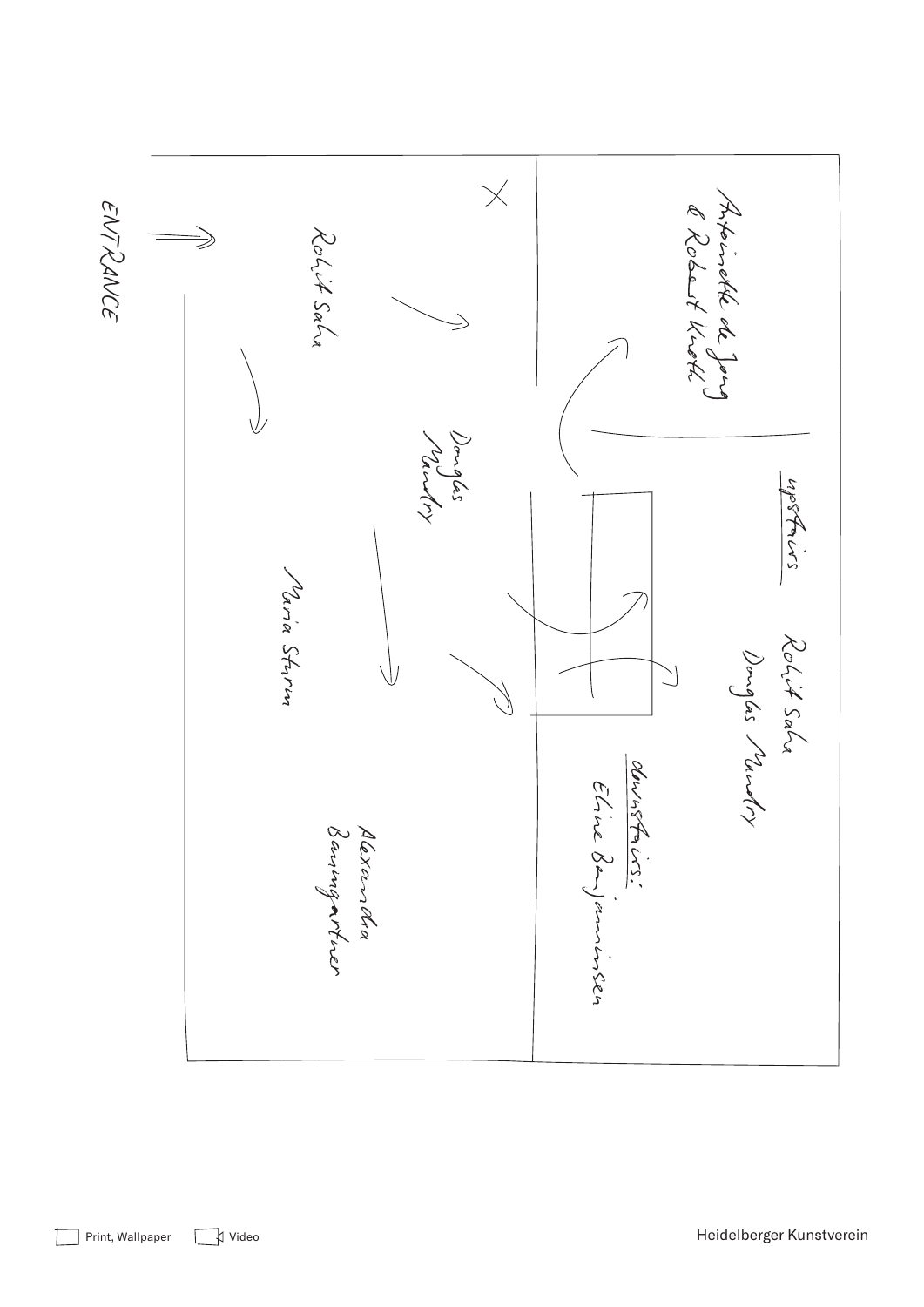ENTRANCE

Rohit Saha

Antoinette de Jong & Robert Knoth

Douglas Mandry

Maria Sturm

upstairs

Rohit Saha

Douglas Mandry

downstairs:

Eline Benjaminsen

Alexandra Baumgartner

Print, Wallpaper

Video

Heidelberger Kunstverein